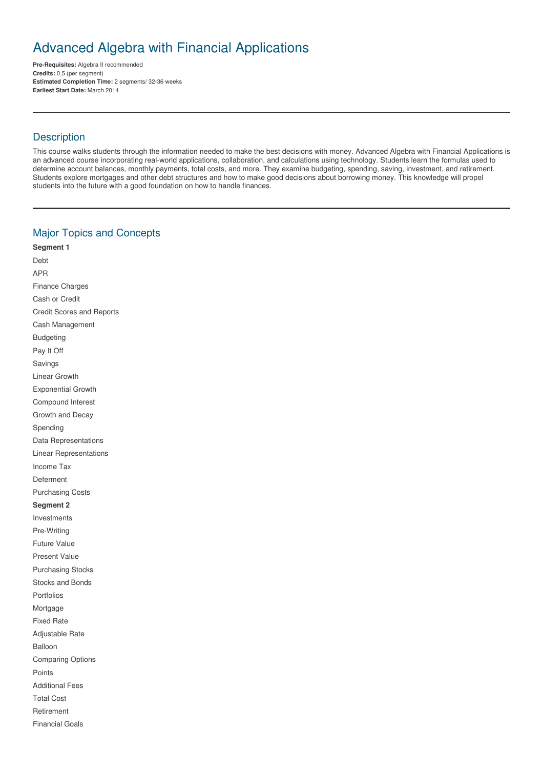# Advanced Algebra with Financial Applications

**Pre-Requisites:** Algebra II recommended
**Credits:** 0.5 (per segment)
**Estimated Completion Time:** 2 segments/ 32-36 weeks
**Earliest Start Date:** March 2014

---

## Description

This course walks students through the information needed to make the best decisions with money. Advanced Algebra with Financial Applications is an advanced course incorporating real-world applications, collaboration, and calculations using technology. Students learn the formulas used to determine account balances, monthly payments, total costs, and more. They examine budgeting, spending, saving, investment, and retirement. Students explore mortgages and other debt structures and how to make good decisions about borrowing money. This knowledge will propel students into the future with a good foundation on how to handle finances.

---

## Major Topics and Concepts

**Segment 1**

Debt

APR

Finance Charges

Cash or Credit

Credit Scores and Reports

Cash Management

Budgeting

Pay It Off

Savings

Linear Growth

Exponential Growth

Compound Interest

Growth and Decay

Spending

Data Representations

Linear Representations

Income Tax

Deferment

Purchasing Costs

**Segment 2**

Investments

Pre-Writing

Future Value

Present Value

Purchasing Stocks

Stocks and Bonds

Portfolios

Mortgage

Fixed Rate

Adjustable Rate

Balloon

Comparing Options

Points

Additional Fees

Total Cost

Retirement

Financial Goals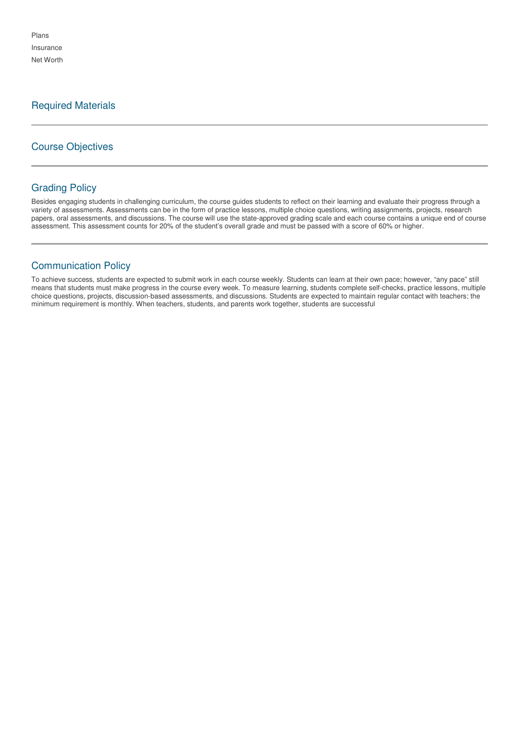Plans

Insurance

Net Worth

## Required Materials

---

## Course Objectives

---

## Grading Policy

Besides engaging students in challenging curriculum, the course guides students to reflect on their learning and evaluate their progress through a variety of assessments. Assessments can be in the form of practice lessons, multiple choice questions, writing assignments, projects, research papers, oral assessments, and discussions. The course will use the state-approved grading scale and each course contains a unique end of course assessment. This assessment counts for 20% of the student's overall grade and must be passed with a score of 60% or higher.

---

## Communication Policy

To achieve success, students are expected to submit work in each course weekly. Students can learn at their own pace; however, "any pace" still means that students must make progress in the course every week. To measure learning, students complete self-checks, practice lessons, multiple choice questions, projects, discussion-based assessments, and discussions. Students are expected to maintain regular contact with teachers; the minimum requirement is monthly. When teachers, students, and parents work together, students are successful